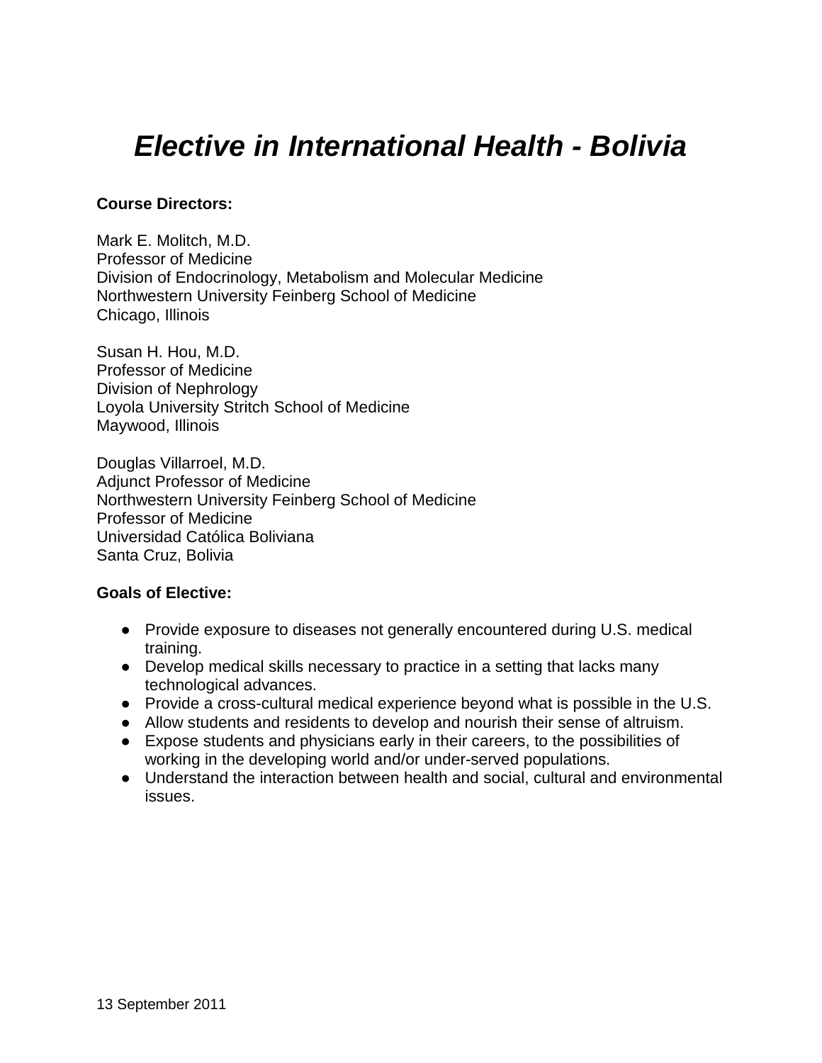# *Elective in International Health - Bolivia*

**Course Directors:**

Mark E. Molitch, M.D.
Professor of Medicine
Division of Endocrinology, Metabolism and Molecular Medicine
Northwestern University Feinberg School of Medicine
Chicago, Illinois

Susan H. Hou, M.D.
Professor of Medicine
Division of Nephrology
Loyola University Stritch School of Medicine
Maywood, Illinois

Douglas Villarroel, M.D.
Adjunct Professor of Medicine
Northwestern University Feinberg School of Medicine
Professor of Medicine
Universidad Católica Boliviana
Santa Cruz, Bolivia

**Goals of Elective:**

- Provide exposure to diseases not generally encountered during U.S. medical training.
- Develop medical skills necessary to practice in a setting that lacks many technological advances.
- Provide a cross-cultural medical experience beyond what is possible in the U.S.
- Allow students and residents to develop and nourish their sense of altruism.
- Expose students and physicians early in their careers, to the possibilities of working in the developing world and/or under-served populations.
- Understand the interaction between health and social, cultural and environmental issues.

13 September 2011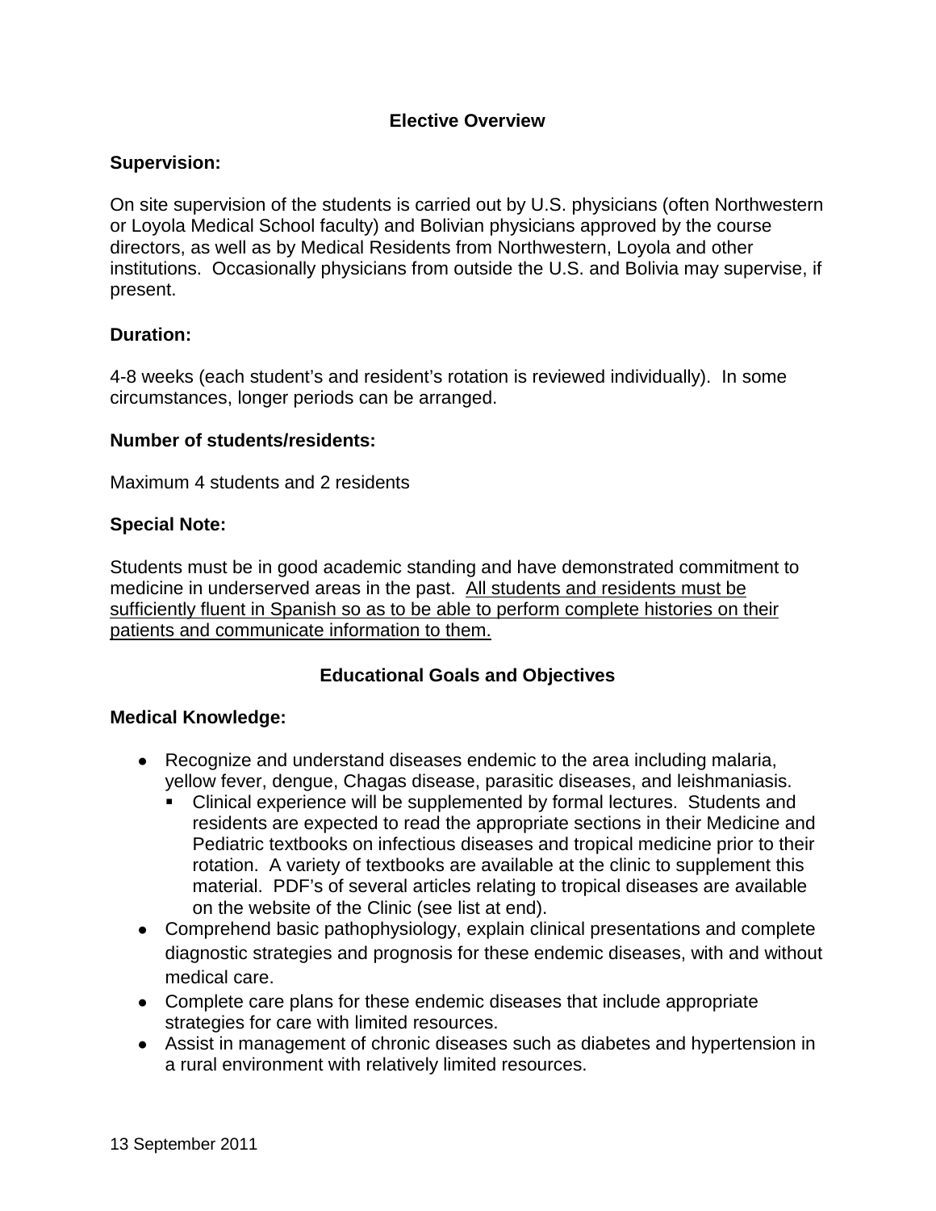## Elective Overview

**Supervision:**

On site supervision of the students is carried out by U.S. physicians (often Northwestern or Loyola Medical School faculty) and Bolivian physicians approved by the course directors, as well as by Medical Residents from Northwestern, Loyola and other institutions. Occasionally physicians from outside the U.S. and Bolivia may supervise, if present.

**Duration:**

4-8 weeks (each student's and resident's rotation is reviewed individually). In some circumstances, longer periods can be arranged.

**Number of students/residents:**

Maximum 4 students and 2 residents

**Special Note:**

Students must be in good academic standing and have demonstrated commitment to medicine in underserved areas in the past. <u>All students and residents must be sufficiently fluent in Spanish so as to be able to perform complete histories on their patients and communicate information to them.</u>

## Educational Goals and Objectives

**Medical Knowledge:**

- Recognize and understand diseases endemic to the area including malaria, yellow fever, dengue, Chagas disease, parasitic diseases, and leishmaniasis.
  - Clinical experience will be supplemented by formal lectures. Students and residents are expected to read the appropriate sections in their Medicine and Pediatric textbooks on infectious diseases and tropical medicine prior to their rotation. A variety of textbooks are available at the clinic to supplement this material. PDF's of several articles relating to tropical diseases are available on the website of the Clinic (see list at end).
- Comprehend basic pathophysiology, explain clinical presentations and complete diagnostic strategies and prognosis for these endemic diseases, with and without medical care.
- Complete care plans for these endemic diseases that include appropriate strategies for care with limited resources.
- Assist in management of chronic diseases such as diabetes and hypertension in a rural environment with relatively limited resources.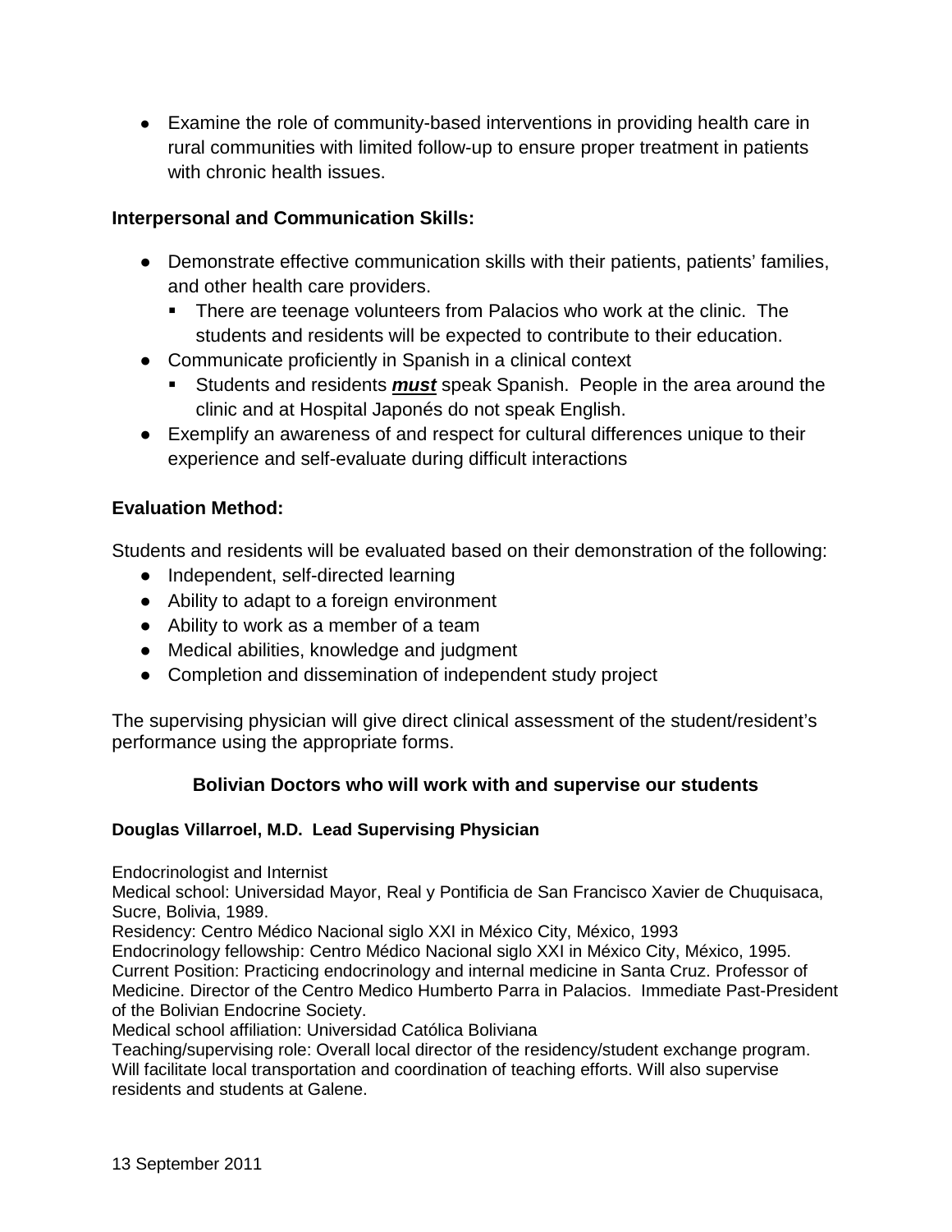- Examine the role of community-based interventions in providing health care in rural communities with limited follow-up to ensure proper treatment in patients with chronic health issues.

**Interpersonal and Communication Skills:**

- Demonstrate effective communication skills with their patients, patients' families, and other health care providers.
  - There are teenage volunteers from Palacios who work at the clinic. The students and residents will be expected to contribute to their education.
- Communicate proficiently in Spanish in a clinical context
  - Students and residents ***must*** speak Spanish. People in the area around the clinic and at Hospital Japonés do not speak English.
- Exemplify an awareness of and respect for cultural differences unique to their experience and self-evaluate during difficult interactions

**Evaluation Method:**

Students and residents will be evaluated based on their demonstration of the following:

- Independent, self-directed learning
- Ability to adapt to a foreign environment
- Ability to work as a member of a team
- Medical abilities, knowledge and judgment
- Completion and dissemination of independent study project

The supervising physician will give direct clinical assessment of the student/resident's performance using the appropriate forms.

## Bolivian Doctors who will work with and supervise our students

**Douglas Villarroel, M.D. Lead Supervising Physician**

Endocrinologist and Internist
Medical school: Universidad Mayor, Real y Pontificia de San Francisco Xavier de Chuquisaca, Sucre, Bolivia, 1989.
Residency: Centro Médico Nacional siglo XXI in México City, México, 1993
Endocrinology fellowship: Centro Médico Nacional siglo XXI in México City, México, 1995.
Current Position: Practicing endocrinology and internal medicine in Santa Cruz. Professor of Medicine. Director of the Centro Medico Humberto Parra in Palacios. Immediate Past-President of the Bolivian Endocrine Society.
Medical school affiliation: Universidad Católica Boliviana
Teaching/supervising role: Overall local director of the residency/student exchange program. Will facilitate local transportation and coordination of teaching efforts. Will also supervise residents and students at Galene.

13 September 2011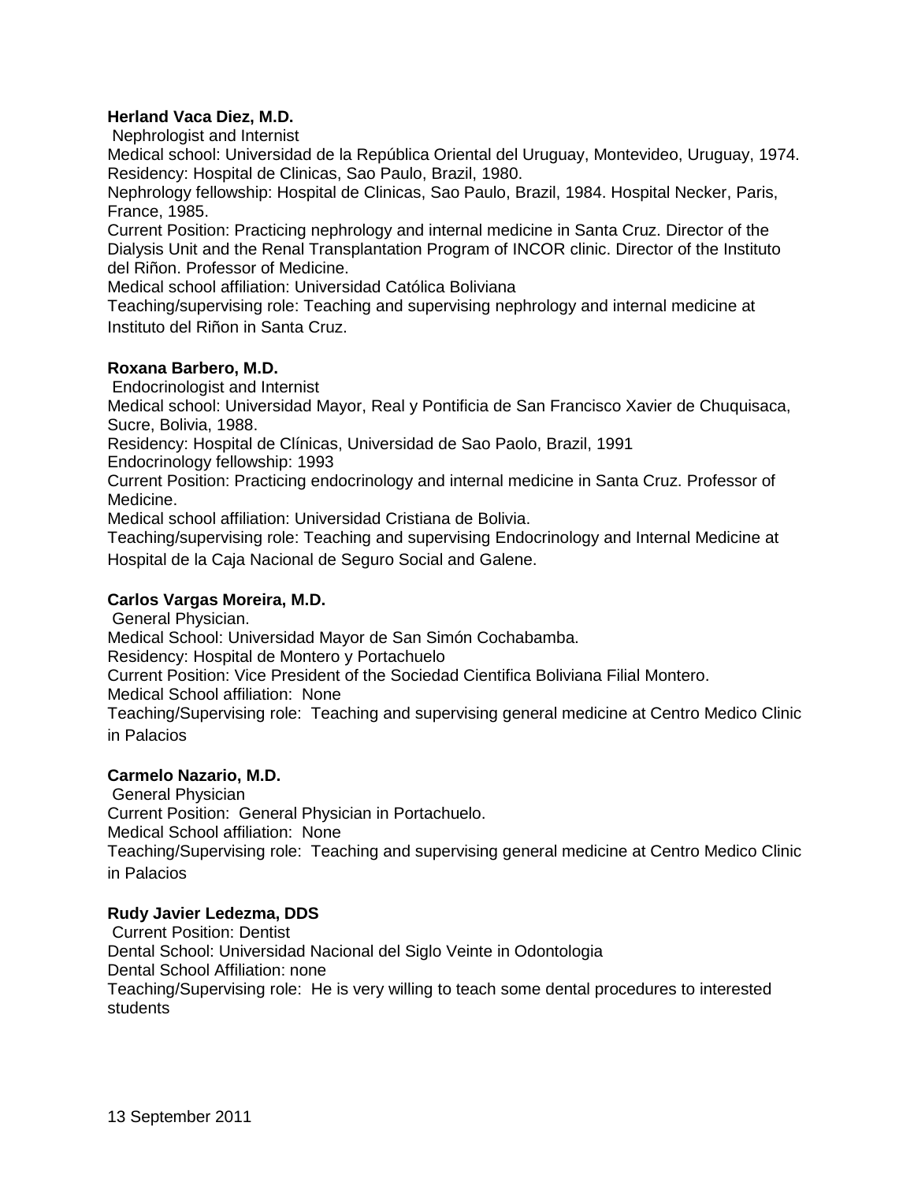**Herland Vaca Diez, M.D.**

Nephrologist and Internist
Medical school: Universidad de la República Oriental del Uruguay, Montevideo, Uruguay, 1974.
Residency: Hospital de Clinicas, Sao Paulo, Brazil, 1980.
Nephrology fellowship: Hospital de Clinicas, Sao Paulo, Brazil, 1984. Hospital Necker, Paris, France, 1985.
Current Position: Practicing nephrology and internal medicine in Santa Cruz. Director of the Dialysis Unit and the Renal Transplantation Program of INCOR clinic. Director of the Instituto del Riñon. Professor of Medicine.
Medical school affiliation: Universidad Católica Boliviana
Teaching/supervising role: Teaching and supervising nephrology and internal medicine at Instituto del Riñon in Santa Cruz.

**Roxana Barbero, M.D.**

Endocrinologist and Internist
Medical school: Universidad Mayor, Real y Pontificia de San Francisco Xavier de Chuquisaca, Sucre, Bolivia, 1988.
Residency: Hospital de Clínicas, Universidad de Sao Paolo, Brazil, 1991
Endocrinology fellowship: 1993
Current Position: Practicing endocrinology and internal medicine in Santa Cruz. Professor of Medicine.
Medical school affiliation: Universidad Cristiana de Bolivia.
Teaching/supervising role: Teaching and supervising Endocrinology and Internal Medicine at Hospital de la Caja Nacional de Seguro Social and Galene.

**Carlos Vargas Moreira, M.D.**

General Physician.
Medical School: Universidad Mayor de San Simón Cochabamba.
Residency: Hospital de Montero y Portachuelo
Current Position: Vice President of the Sociedad Cientifica Boliviana Filial Montero.
Medical School affiliation: None
Teaching/Supervising role: Teaching and supervising general medicine at Centro Medico Clinic in Palacios

**Carmelo Nazario, M.D.**

General Physician
Current Position: General Physician in Portachuelo.
Medical School affiliation: None
Teaching/Supervising role: Teaching and supervising general medicine at Centro Medico Clinic in Palacios

**Rudy Javier Ledezma, DDS**

Current Position: Dentist
Dental School: Universidad Nacional del Siglo Veinte in Odontologia
Dental School Affiliation: none
Teaching/Supervising role: He is very willing to teach some dental procedures to interested students

13 September 2011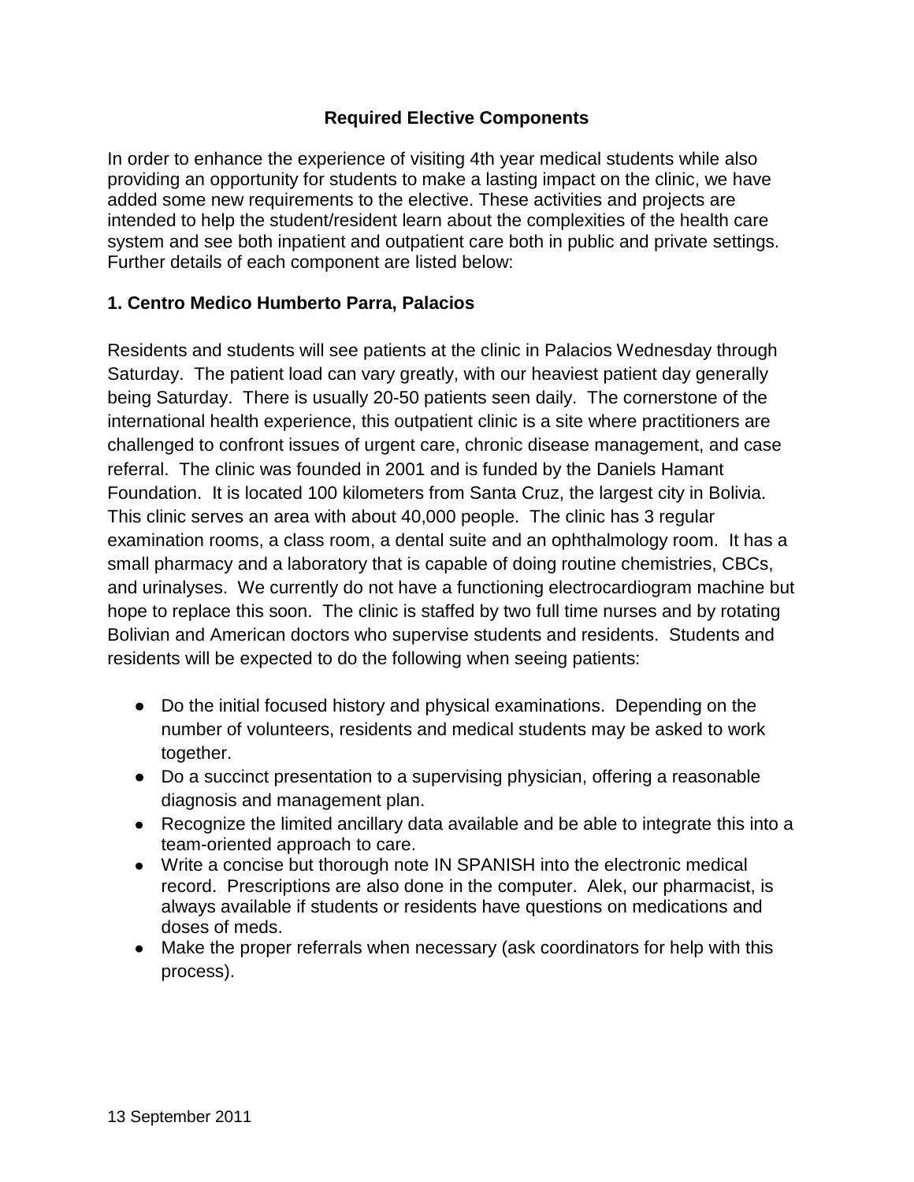## Required Elective Components

In order to enhance the experience of visiting 4th year medical students while also providing an opportunity for students to make a lasting impact on the clinic, we have added some new requirements to the elective. These activities and projects are intended to help the student/resident learn about the complexities of the health care system and see both inpatient and outpatient care both in public and private settings. Further details of each component are listed below:

### 1. Centro Medico Humberto Parra, Palacios

Residents and students will see patients at the clinic in Palacios Wednesday through Saturday. The patient load can vary greatly, with our heaviest patient day generally being Saturday. There is usually 20-50 patients seen daily. The cornerstone of the international health experience, this outpatient clinic is a site where practitioners are challenged to confront issues of urgent care, chronic disease management, and case referral. The clinic was founded in 2001 and is funded by the Daniels Hamant Foundation. It is located 100 kilometers from Santa Cruz, the largest city in Bolivia. This clinic serves an area with about 40,000 people. The clinic has 3 regular examination rooms, a class room, a dental suite and an ophthalmology room. It has a small pharmacy and a laboratory that is capable of doing routine chemistries, CBCs, and urinalyses. We currently do not have a functioning electrocardiogram machine but hope to replace this soon. The clinic is staffed by two full time nurses and by rotating Bolivian and American doctors who supervise students and residents. Students and residents will be expected to do the following when seeing patients:

- Do the initial focused history and physical examinations. Depending on the number of volunteers, residents and medical students may be asked to work together.
- Do a succinct presentation to a supervising physician, offering a reasonable diagnosis and management plan.
- Recognize the limited ancillary data available and be able to integrate this into a team-oriented approach to care.
- Write a concise but thorough note IN SPANISH into the electronic medical record. Prescriptions are also done in the computer. Alek, our pharmacist, is always available if students or residents have questions on medications and doses of meds.
- Make the proper referrals when necessary (ask coordinators for help with this process).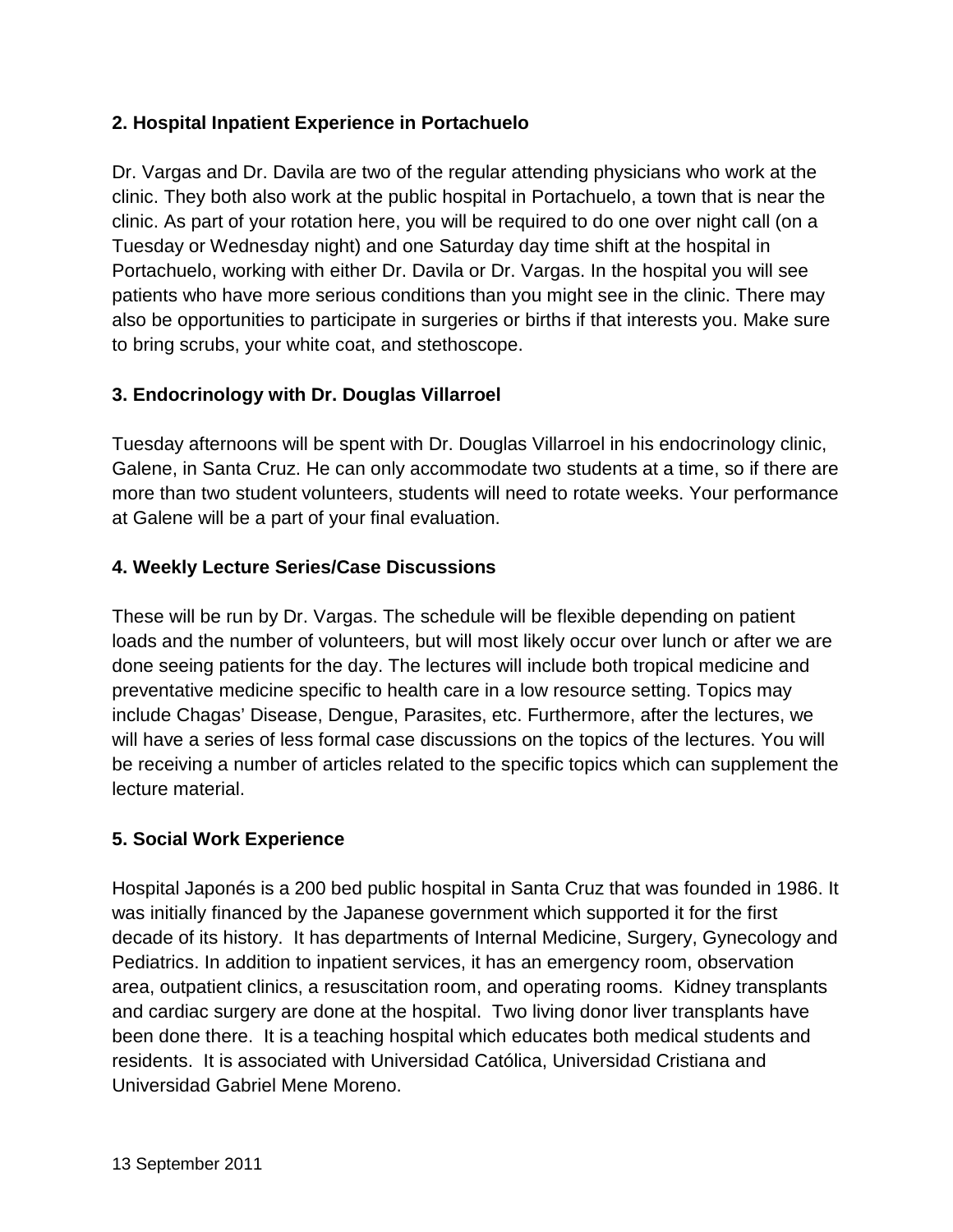**2. Hospital Inpatient Experience in Portachuelo**

Dr. Vargas and Dr. Davila are two of the regular attending physicians who work at the clinic. They both also work at the public hospital in Portachuelo, a town that is near the clinic. As part of your rotation here, you will be required to do one over night call (on a Tuesday or Wednesday night) and one Saturday day time shift at the hospital in Portachuelo, working with either Dr. Davila or Dr. Vargas. In the hospital you will see patients who have more serious conditions than you might see in the clinic. There may also be opportunities to participate in surgeries or births if that interests you. Make sure to bring scrubs, your white coat, and stethoscope.

**3. Endocrinology with Dr. Douglas Villarroel**

Tuesday afternoons will be spent with Dr. Douglas Villarroel in his endocrinology clinic, Galene, in Santa Cruz. He can only accommodate two students at a time, so if there are more than two student volunteers, students will need to rotate weeks. Your performance at Galene will be a part of your final evaluation.

**4. Weekly Lecture Series/Case Discussions**

These will be run by Dr. Vargas. The schedule will be flexible depending on patient loads and the number of volunteers, but will most likely occur over lunch or after we are done seeing patients for the day. The lectures will include both tropical medicine and preventative medicine specific to health care in a low resource setting. Topics may include Chagas' Disease, Dengue, Parasites, etc. Furthermore, after the lectures, we will have a series of less formal case discussions on the topics of the lectures. You will be receiving a number of articles related to the specific topics which can supplement the lecture material.

**5. Social Work Experience**

Hospital Japonés is a 200 bed public hospital in Santa Cruz that was founded in 1986. It was initially financed by the Japanese government which supported it for the first decade of its history. It has departments of Internal Medicine, Surgery, Gynecology and Pediatrics. In addition to inpatient services, it has an emergency room, observation area, outpatient clinics, a resuscitation room, and operating rooms. Kidney transplants and cardiac surgery are done at the hospital. Two living donor liver transplants have been done there. It is a teaching hospital which educates both medical students and residents. It is associated with Universidad Católica, Universidad Cristiana and Universidad Gabriel Mene Moreno.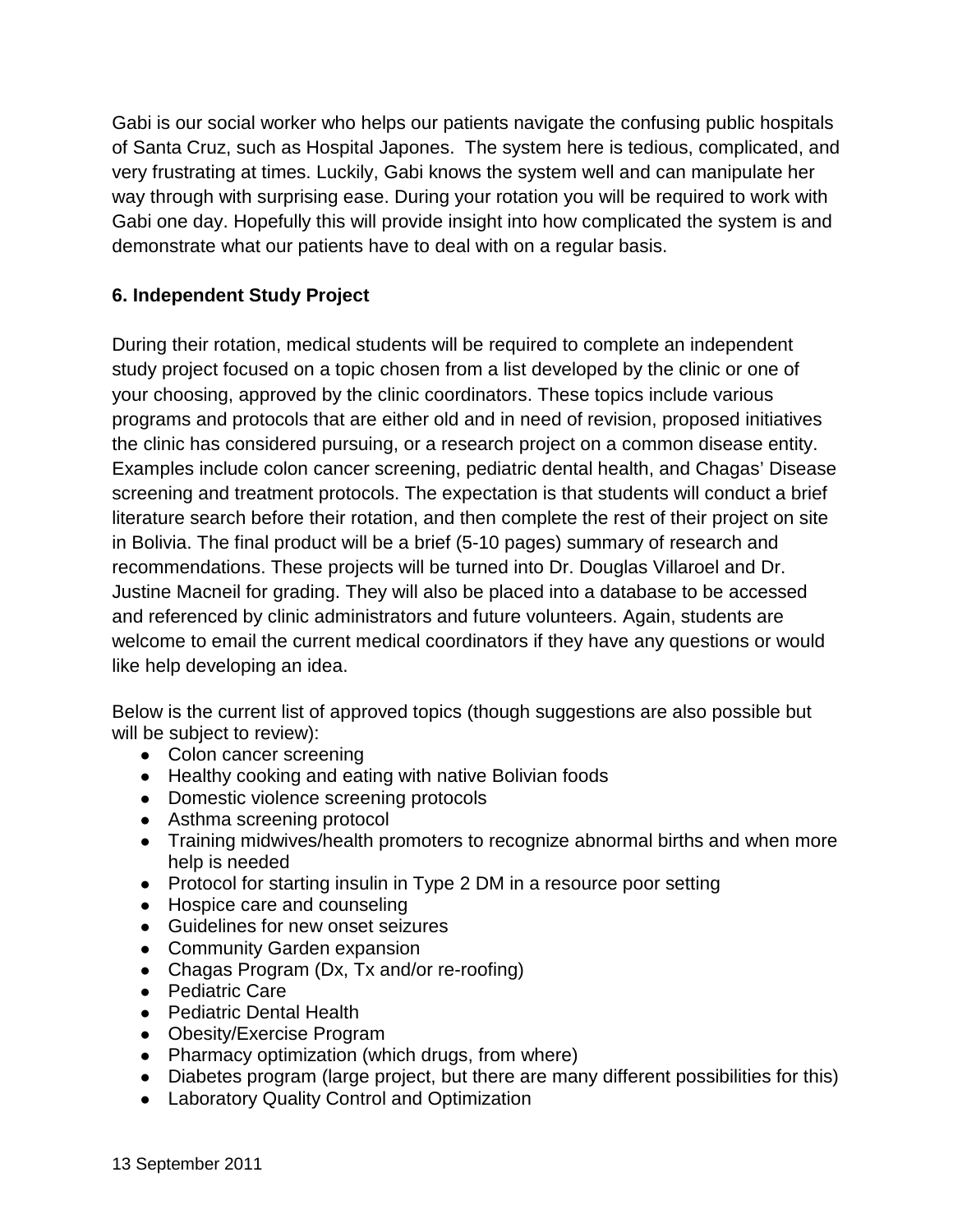Gabi is our social worker who helps our patients navigate the confusing public hospitals of Santa Cruz, such as Hospital Japones.  The system here is tedious, complicated, and very frustrating at times. Luckily, Gabi knows the system well and can manipulate her way through with surprising ease. During your rotation you will be required to work with Gabi one day. Hopefully this will provide insight into how complicated the system is and demonstrate what our patients have to deal with on a regular basis.

**6. Independent Study Project**

During their rotation, medical students will be required to complete an independent study project focused on a topic chosen from a list developed by the clinic or one of your choosing, approved by the clinic coordinators. These topics include various programs and protocols that are either old and in need of revision, proposed initiatives the clinic has considered pursuing, or a research project on a common disease entity. Examples include colon cancer screening, pediatric dental health, and Chagas' Disease screening and treatment protocols. The expectation is that students will conduct a brief literature search before their rotation, and then complete the rest of their project on site in Bolivia. The final product will be a brief (5-10 pages) summary of research and recommendations. These projects will be turned into Dr. Douglas Villaroel and Dr. Justine Macneil for grading. They will also be placed into a database to be accessed and referenced by clinic administrators and future volunteers. Again, students are welcome to email the current medical coordinators if they have any questions or would like help developing an idea.

Below is the current list of approved topics (though suggestions are also possible but will be subject to review):

- Colon cancer screening
- Healthy cooking and eating with native Bolivian foods
- Domestic violence screening protocols
- Asthma screening protocol
- Training midwives/health promoters to recognize abnormal births and when more help is needed
- Protocol for starting insulin in Type 2 DM in a resource poor setting
- Hospice care and counseling
- Guidelines for new onset seizures
- Community Garden expansion
- Chagas Program (Dx, Tx and/or re-roofing)
- Pediatric Care
- Pediatric Dental Health
- Obesity/Exercise Program
- Pharmacy optimization (which drugs, from where)
- Diabetes program (large project, but there are many different possibilities for this)
- Laboratory Quality Control and Optimization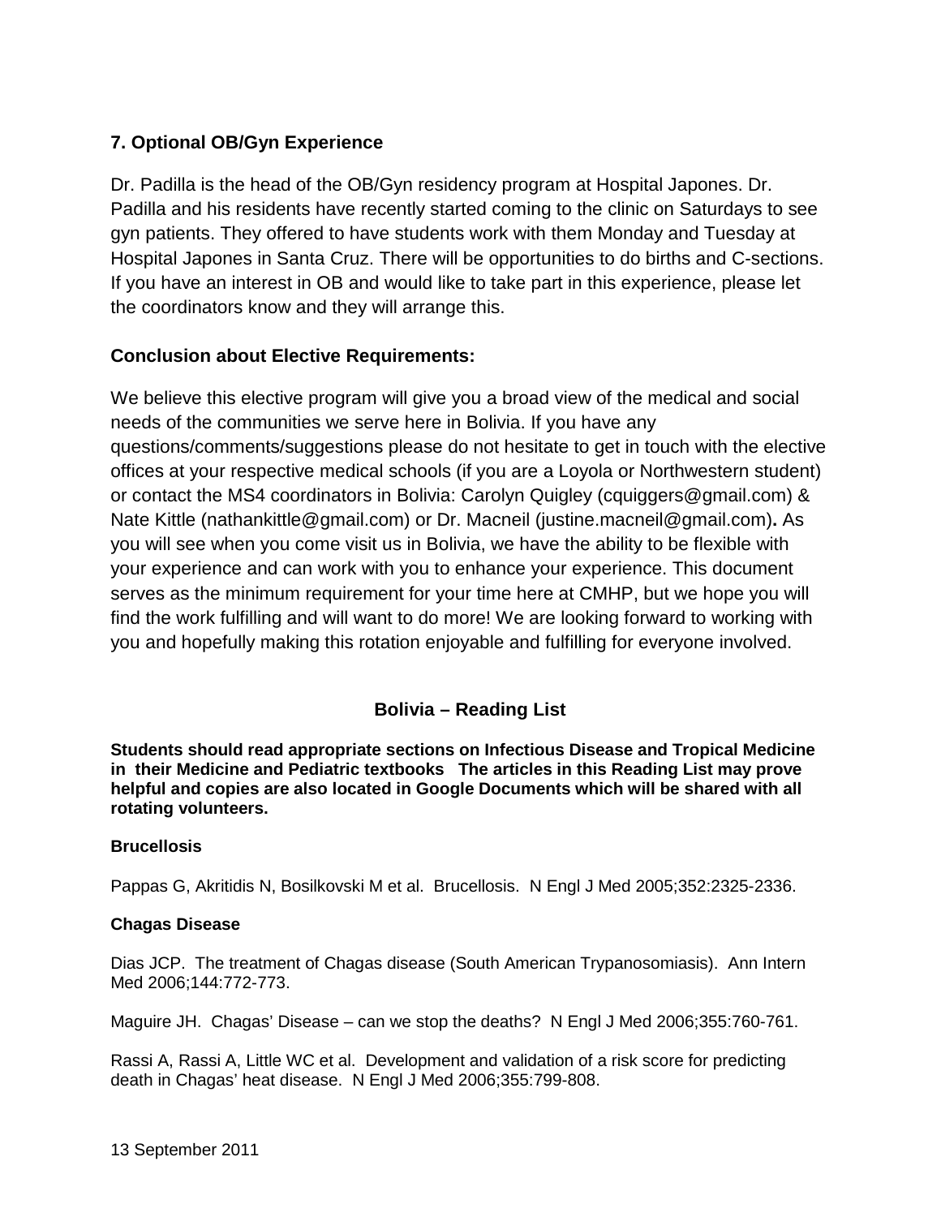## 7. Optional OB/Gyn Experience

Dr. Padilla is the head of the OB/Gyn residency program at Hospital Japones. Dr. Padilla and his residents have recently started coming to the clinic on Saturdays to see gyn patients. They offered to have students work with them Monday and Tuesday at Hospital Japones in Santa Cruz. There will be opportunities to do births and C-sections. If you have an interest in OB and would like to take part in this experience, please let the coordinators know and they will arrange this.

## Conclusion about Elective Requirements:

We believe this elective program will give you a broad view of the medical and social needs of the communities we serve here in Bolivia. If you have any questions/comments/suggestions please do not hesitate to get in touch with the elective offices at your respective medical schools (if you are a Loyola or Northwestern student) or contact the MS4 coordinators in Bolivia: Carolyn Quigley (cquiggers@gmail.com) & Nate Kittle (nathankittle@gmail.com) or Dr. Macneil (justine.macneil@gmail.com)**.** As you will see when you come visit us in Bolivia, we have the ability to be flexible with your experience and can work with you to enhance your experience. This document serves as the minimum requirement for your time here at CMHP, but we hope you will find the work fulfilling and will want to do more! We are looking forward to working with you and hopefully making this rotation enjoyable and fulfilling for everyone involved.

## Bolivia – Reading List

**Students should read appropriate sections on Infectious Disease and Tropical Medicine in their Medicine and Pediatric textbooks The articles in this Reading List may prove helpful and copies are also located in Google Documents which will be shared with all rotating volunteers.**

### Brucellosis

Pappas G, Akritidis N, Bosilkovski M et al. Brucellosis. N Engl J Med 2005;352:2325-2336.

### Chagas Disease

Dias JCP. The treatment of Chagas disease (South American Trypanosomiasis). Ann Intern Med 2006;144:772-773.

Maguire JH. Chagas' Disease – can we stop the deaths? N Engl J Med 2006;355:760-761.

Rassi A, Rassi A, Little WC et al. Development and validation of a risk score for predicting death in Chagas' heat disease. N Engl J Med 2006;355:799-808.

13 September 2011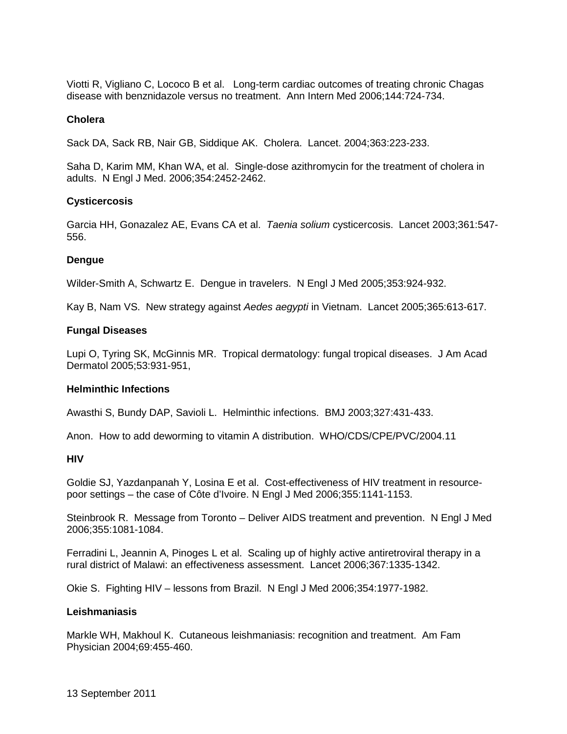Viotti R, Vigliano C, Lococo B et al. Long-term cardiac outcomes of treating chronic Chagas disease with benznidazole versus no treatment. Ann Intern Med 2006;144:724-734.

**Cholera**

Sack DA, Sack RB, Nair GB, Siddique AK. Cholera. Lancet. 2004;363:223-233.

Saha D, Karim MM, Khan WA, et al. Single-dose azithromycin for the treatment of cholera in adults. N Engl J Med. 2006;354:2452-2462.

**Cysticercosis**

Garcia HH, Gonazalez AE, Evans CA et al. *Taenia solium* cysticercosis. Lancet 2003;361:547-556.

**Dengue**

Wilder-Smith A, Schwartz E. Dengue in travelers. N Engl J Med 2005;353:924-932.

Kay B, Nam VS. New strategy against *Aedes aegypti* in Vietnam. Lancet 2005;365:613-617.

**Fungal Diseases**

Lupi O, Tyring SK, McGinnis MR. Tropical dermatology: fungal tropical diseases. J Am Acad Dermatol 2005;53:931-951,

**Helminthic Infections**

Awasthi S, Bundy DAP, Savioli L. Helminthic infections. BMJ 2003;327:431-433.

Anon. How to add deworming to vitamin A distribution. WHO/CDS/CPE/PVC/2004.11

**HIV**

Goldie SJ, Yazdanpanah Y, Losina E et al. Cost-effectiveness of HIV treatment in resource-poor settings – the case of Côte d'Ivoire. N Engl J Med 2006;355:1141-1153.

Steinbrook R. Message from Toronto – Deliver AIDS treatment and prevention. N Engl J Med 2006;355:1081-1084.

Ferradini L, Jeannin A, Pinoges L et al. Scaling up of highly active antiretroviral therapy in a rural district of Malawi: an effectiveness assessment. Lancet 2006;367:1335-1342.

Okie S. Fighting HIV – lessons from Brazil. N Engl J Med 2006;354:1977-1982.

**Leishmaniasis**

Markle WH, Makhoul K. Cutaneous leishmaniasis: recognition and treatment. Am Fam Physician 2004;69:455-460.

13 September 2011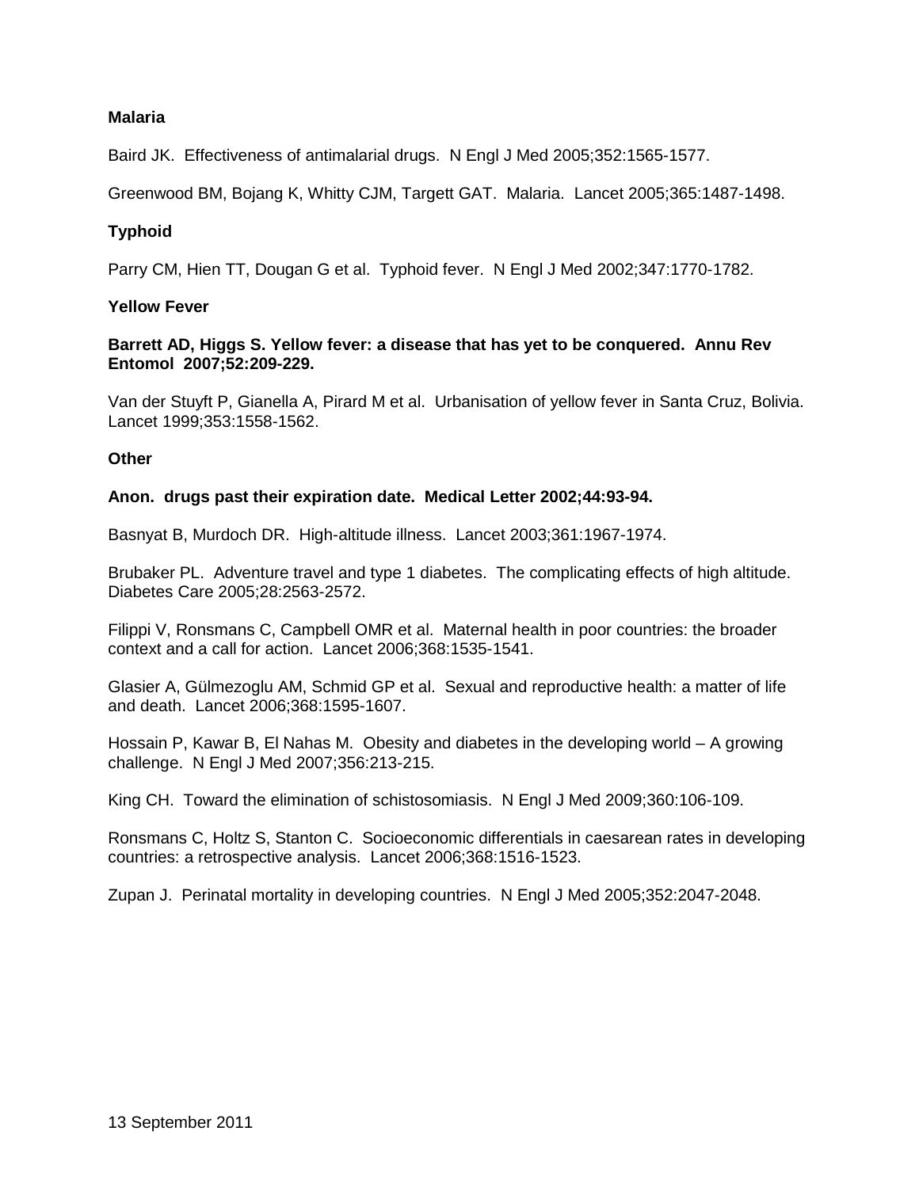**Malaria**

Baird JK. Effectiveness of antimalarial drugs. N Engl J Med 2005;352:1565-1577.

Greenwood BM, Bojang K, Whitty CJM, Targett GAT. Malaria. Lancet 2005;365:1487-1498.

**Typhoid**

Parry CM, Hien TT, Dougan G et al. Typhoid fever. N Engl J Med 2002;347:1770-1782.

**Yellow Fever**

**Barrett AD, Higgs S. Yellow fever: a disease that has yet to be conquered. Annu Rev Entomol 2007;52:209-229.**

Van der Stuyft P, Gianella A, Pirard M et al. Urbanisation of yellow fever in Santa Cruz, Bolivia. Lancet 1999;353:1558-1562.

**Other**

**Anon. drugs past their expiration date. Medical Letter 2002;44:93-94.**

Basnyat B, Murdoch DR. High-altitude illness. Lancet 2003;361:1967-1974.

Brubaker PL. Adventure travel and type 1 diabetes. The complicating effects of high altitude. Diabetes Care 2005;28:2563-2572.

Filippi V, Ronsmans C, Campbell OMR et al. Maternal health in poor countries: the broader context and a call for action. Lancet 2006;368:1535-1541.

Glasier A, Gülmezoglu AM, Schmid GP et al. Sexual and reproductive health: a matter of life and death. Lancet 2006;368:1595-1607.

Hossain P, Kawar B, El Nahas M. Obesity and diabetes in the developing world – A growing challenge. N Engl J Med 2007;356:213-215.

King CH. Toward the elimination of schistosomiasis. N Engl J Med 2009;360:106-109.

Ronsmans C, Holtz S, Stanton C. Socioeconomic differentials in caesarean rates in developing countries: a retrospective analysis. Lancet 2006;368:1516-1523.

Zupan J. Perinatal mortality in developing countries. N Engl J Med 2005;352:2047-2048.

13 September 2011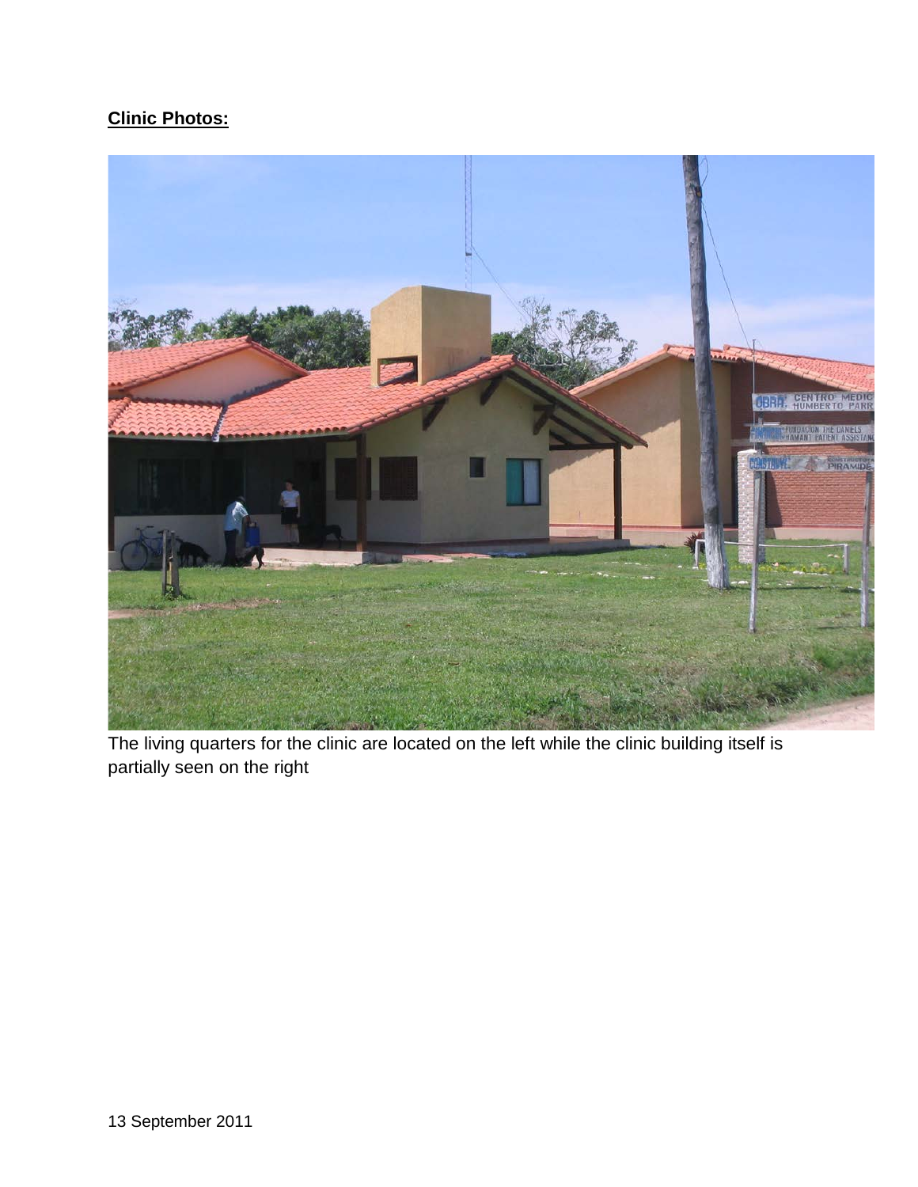**Clinic Photos:**

The living quarters for the clinic are located on the left while the clinic building itself is partially seen on the right

13 September 2011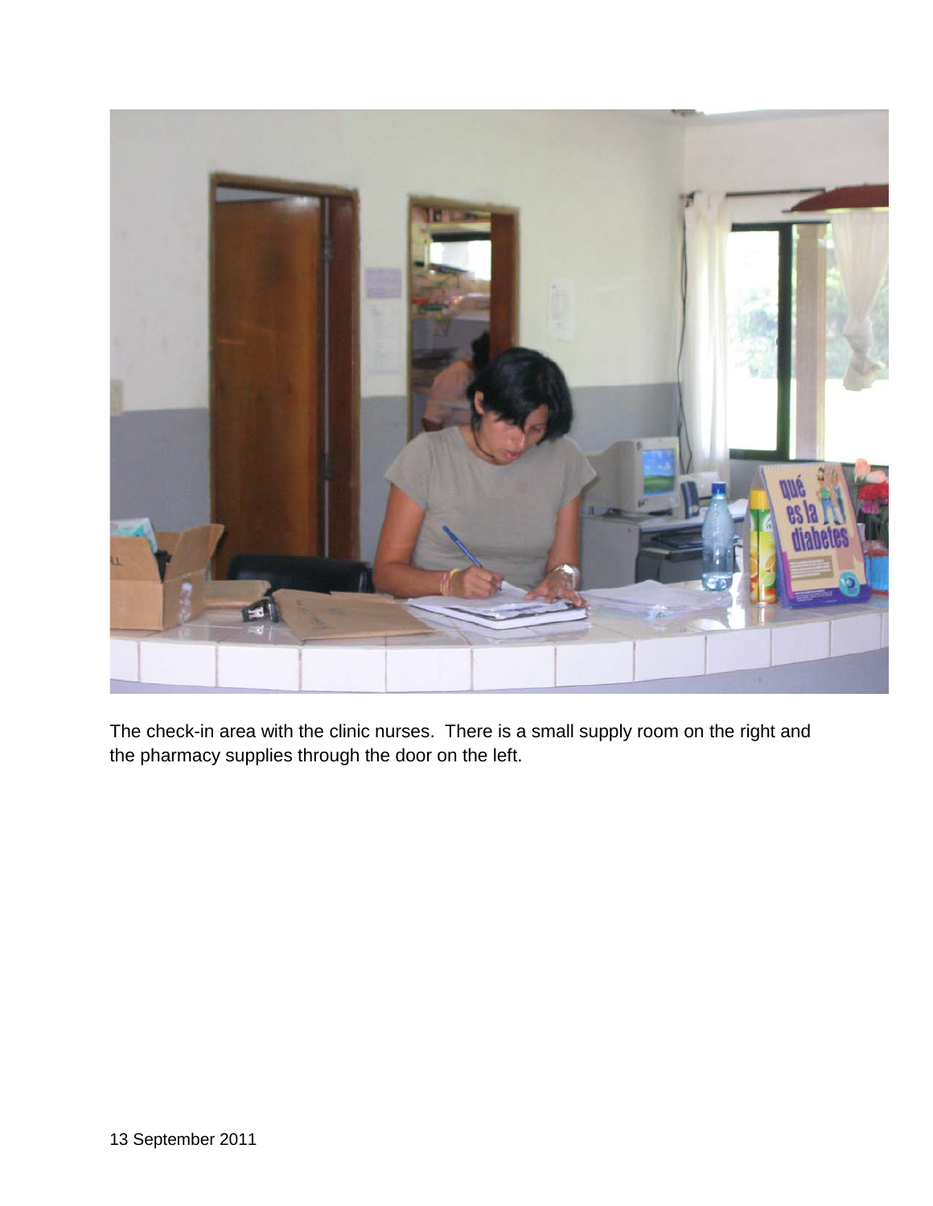The check-in area with the clinic nurses. There is a small supply room on the right and the pharmacy supplies through the door on the left.

13 September 2011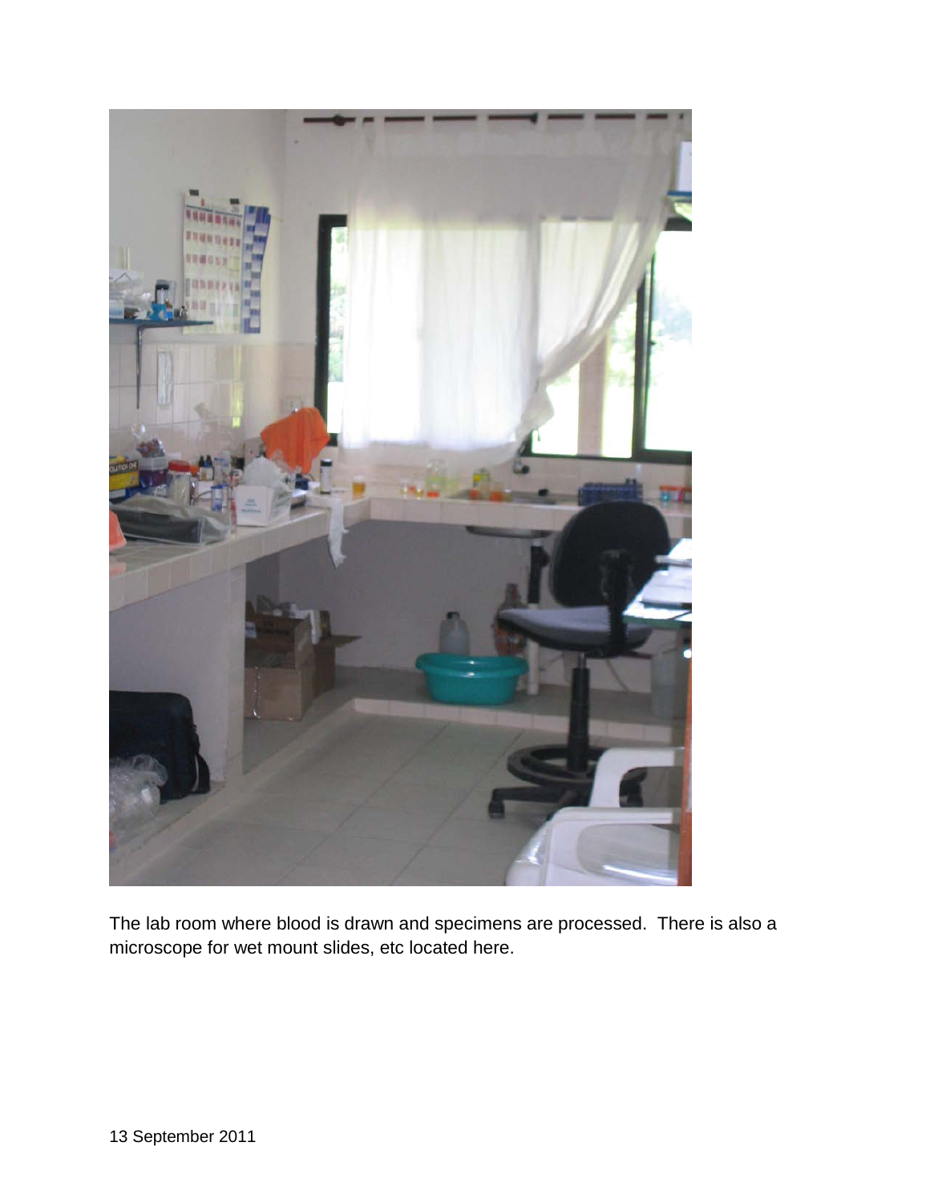The lab room where blood is drawn and specimens are processed. There is also a microscope for wet mount slides, etc located here.

13 September 2011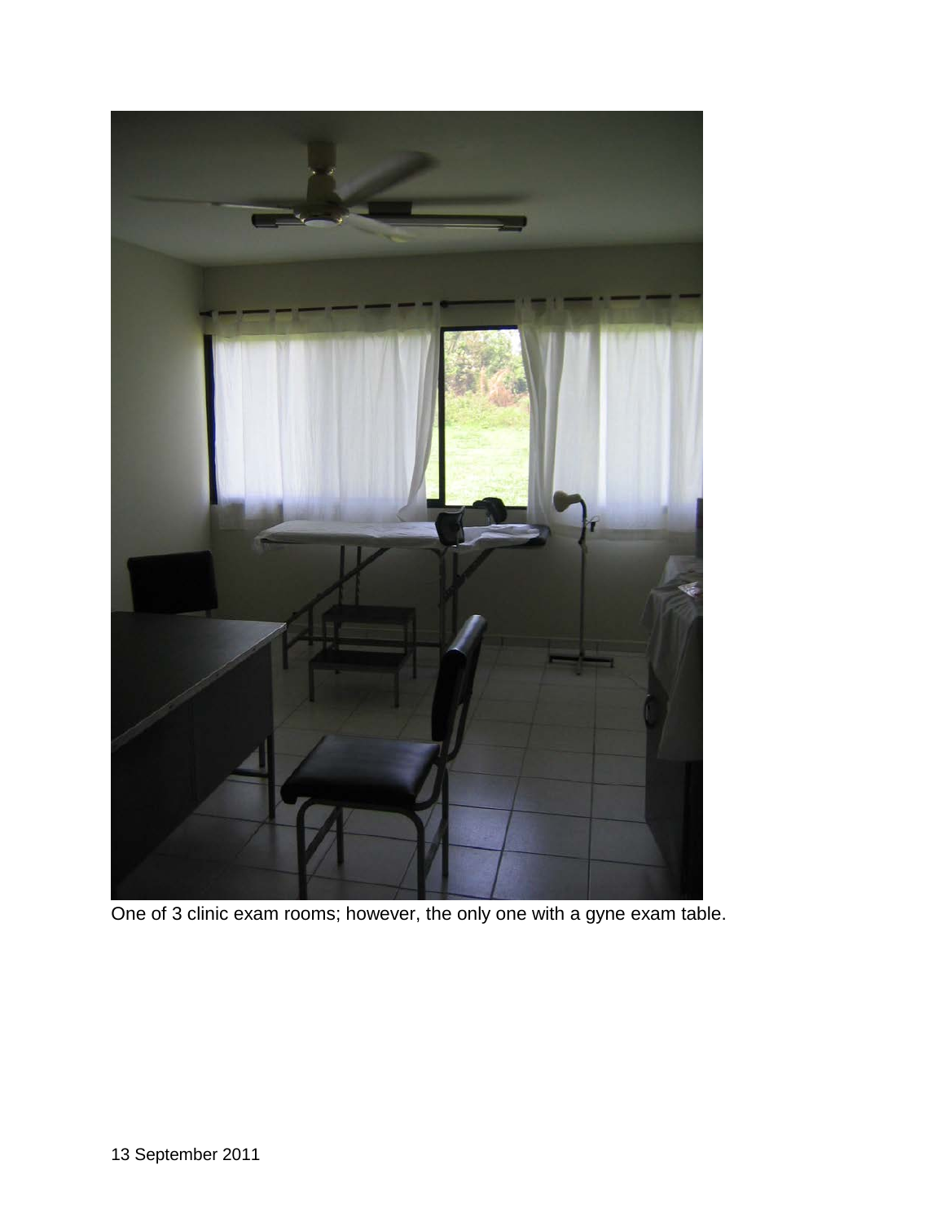One of 3 clinic exam rooms; however, the only one with a gyne exam table.

13 September 2011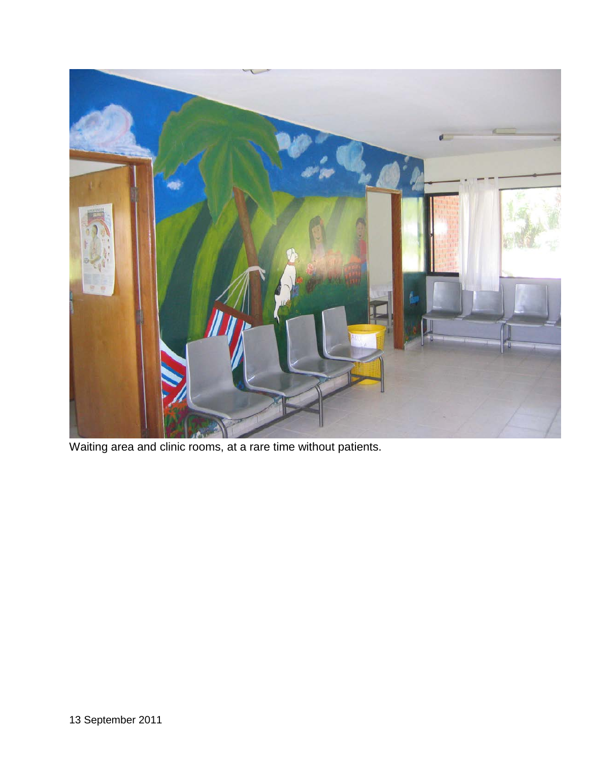Waiting area and clinic rooms, at a rare time without patients.

13 September 2011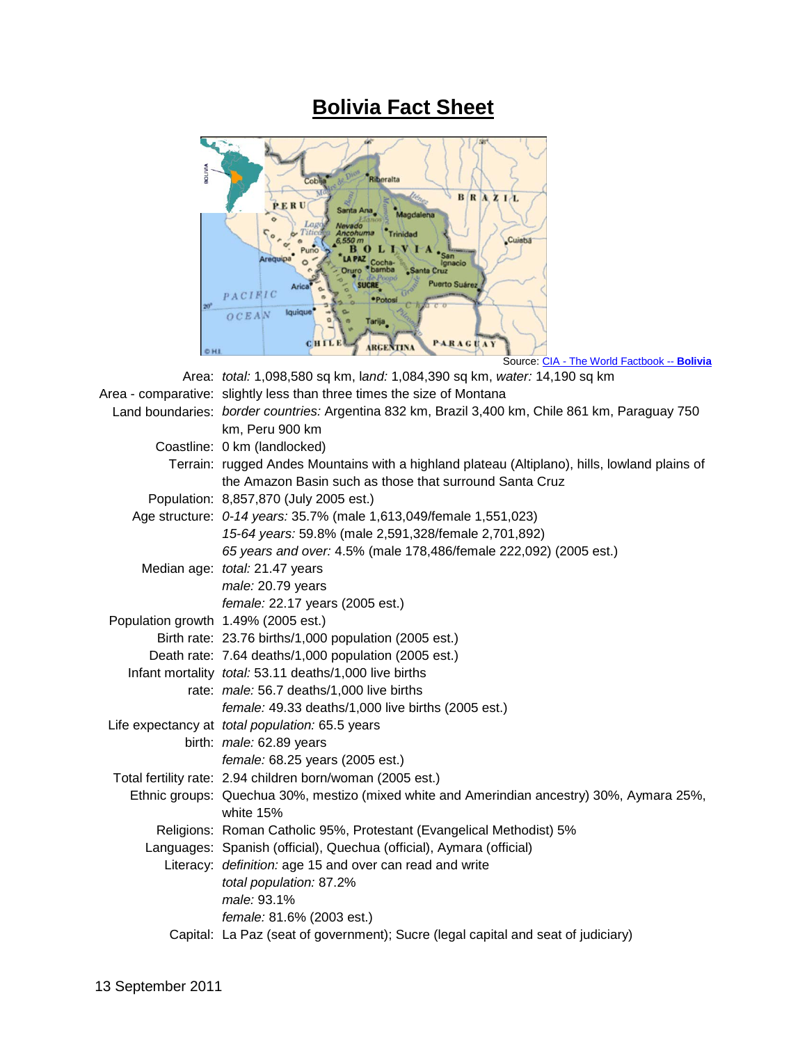# Bolivia Fact Sheet

Source: CIA - The World Factbook -- **Bolivia**

| | |
|---|---|
| Area: | *total:* 1,098,580 sq km, l*and:* 1,084,390 sq km, *water:* 14,190 sq km |
| Area - comparative: | slightly less than three times the size of Montana |
| Land boundaries: | *border countries:* Argentina 832 km, Brazil 3,400 km, Chile 861 km, Paraguay 750 km, Peru 900 km |
| Coastline: | 0 km (landlocked) |
| Terrain: | rugged Andes Mountains with a highland plateau (Altiplano), hills, lowland plains of the Amazon Basin such as those that surround Santa Cruz |
| Population: | 8,857,870 (July 2005 est.) |
| Age structure: | *0-14 years:* 35.7% (male 1,613,049/female 1,551,023)<br>*15-64 years:* 59.8% (male 2,591,328/female 2,701,892)<br>*65 years and over:* 4.5% (male 178,486/female 222,092) (2005 est.) |
| Median age: | *total:* 21.47 years<br>*male:* 20.79 years<br>*female:* 22.17 years (2005 est.) |
| Population growth | 1.49% (2005 est.) |
| Birth rate: | 23.76 births/1,000 population (2005 est.) |
| Death rate: | 7.64 deaths/1,000 population (2005 est.) |
| Infant mortality rate: | *total:* 53.11 deaths/1,000 live births<br>*male:* 56.7 deaths/1,000 live births<br>*female:* 49.33 deaths/1,000 live births (2005 est.) |
| Life expectancy at birth: | *total population:* 65.5 years<br>*male:* 62.89 years<br>*female:* 68.25 years (2005 est.) |
| Total fertility rate: | 2.94 children born/woman (2005 est.) |
| Ethnic groups: | Quechua 30%, mestizo (mixed white and Amerindian ancestry) 30%, Aymara 25%, white 15% |
| Religions: | Roman Catholic 95%, Protestant (Evangelical Methodist) 5% |
| Languages: | Spanish (official), Quechua (official), Aymara (official) |
| Literacy: | *definition:* age 15 and over can read and write<br>*total population:* 87.2%<br>*male:* 93.1%<br>*female:* 81.6% (2003 est.) |
| Capital: | La Paz (seat of government); Sucre (legal capital and seat of judiciary) |

13 September 2011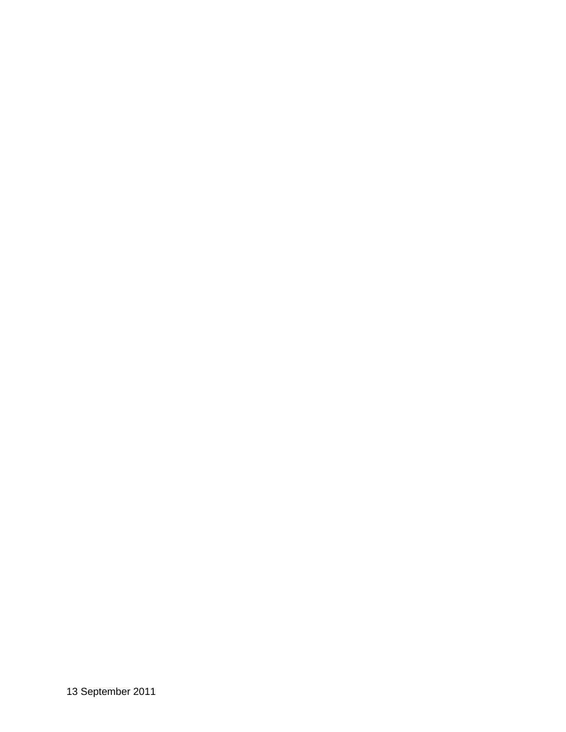13 September 2011